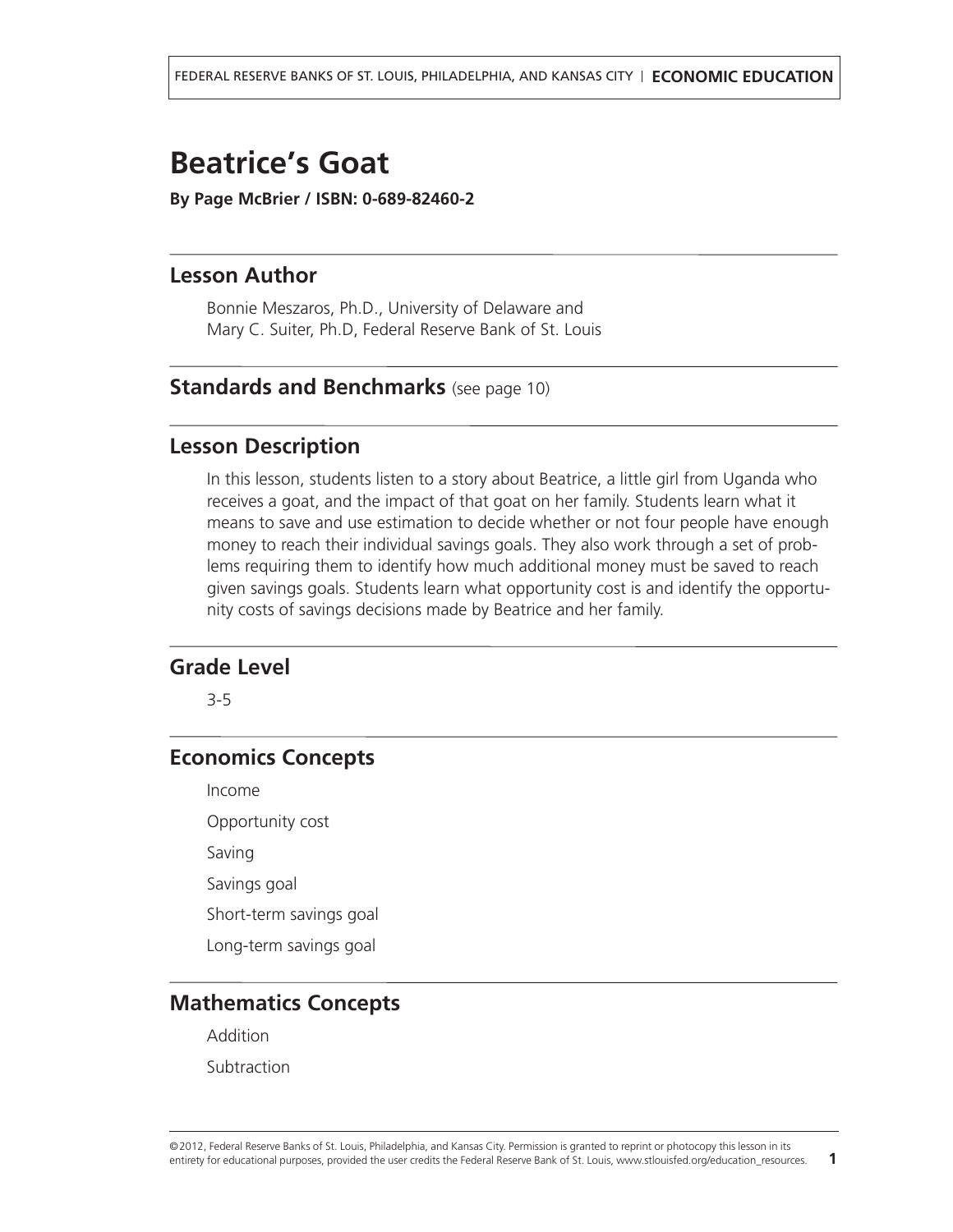# Beatrice's Goat

**By Page McBrier / ISBN: 0-689-82460-2**

## Lesson Author

Bonnie Meszaros, Ph.D., University of Delaware and
Mary C. Suiter, Ph.D, Federal Reserve Bank of St. Louis

## Standards and Benchmarks (see page 10)

## Lesson Description

In this lesson, students listen to a story about Beatrice, a little girl from Uganda who receives a goat, and the impact of that goat on her family. Students learn what it means to save and use estimation to decide whether or not four people have enough money to reach their individual savings goals. They also work through a set of problems requiring them to identify how much additional money must be saved to reach given savings goals. Students learn what opportunity cost is and identify the opportunity costs of savings decisions made by Beatrice and her family.

## Grade Level

3-5

## Economics Concepts

Income

Opportunity cost

Saving

Savings goal

Short-term savings goal

Long-term savings goal

## Mathematics Concepts

Addition

Subtraction

©2012, Federal Reserve Banks of St. Louis, Philadelphia, and Kansas City. Permission is granted to reprint or photocopy this lesson in its entirety for educational purposes, provided the user credits the Federal Reserve Bank of St. Louis, www.stlouisfed.org/education_resources.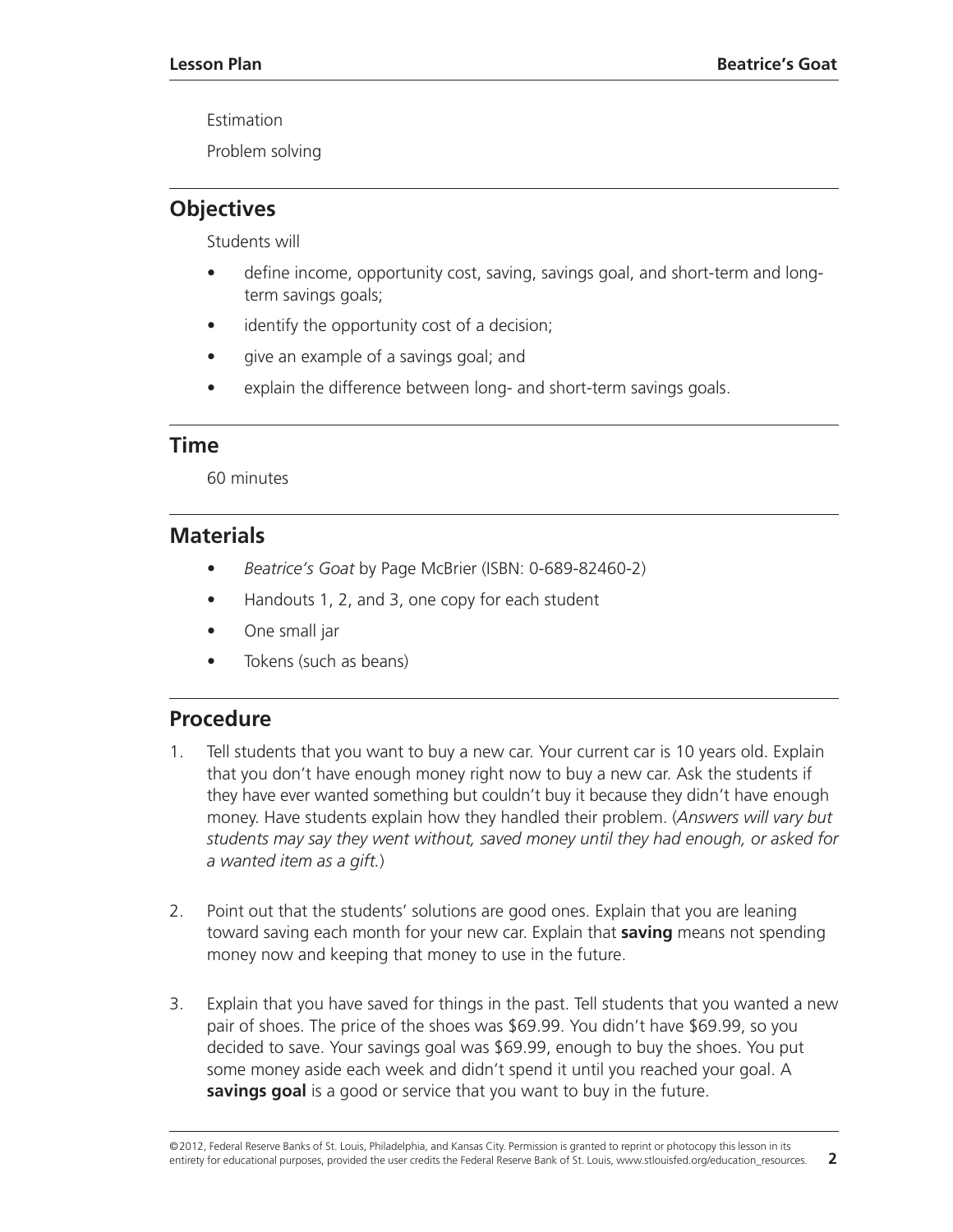Estimation

Problem solving

## Objectives

Students will

- define income, opportunity cost, saving, savings goal, and short-term and long-term savings goals;
- identify the opportunity cost of a decision;
- give an example of a savings goal; and
- explain the difference between long- and short-term savings goals.

## Time

60 minutes

## Materials

- *Beatrice's Goat* by Page McBrier (ISBN: 0-689-82460-2)
- Handouts 1, 2, and 3, one copy for each student
- One small jar
- Tokens (such as beans)

## Procedure

1. Tell students that you want to buy a new car. Your current car is 10 years old. Explain that you don't have enough money right now to buy a new car. Ask the students if they have ever wanted something but couldn't buy it because they didn't have enough money. Have students explain how they handled their problem. (*Answers will vary but students may say they went without, saved money until they had enough, or asked for a wanted item as a gift.*)

2. Point out that the students' solutions are good ones. Explain that you are leaning toward saving each month for your new car. Explain that **saving** means not spending money now and keeping that money to use in the future.

3. Explain that you have saved for things in the past. Tell students that you wanted a new pair of shoes. The price of the shoes was $69.99. You didn't have $69.99, so you decided to save. Your savings goal was $69.99, enough to buy the shoes. You put some money aside each week and didn't spend it until you reached your goal. A **savings goal** is a good or service that you want to buy in the future.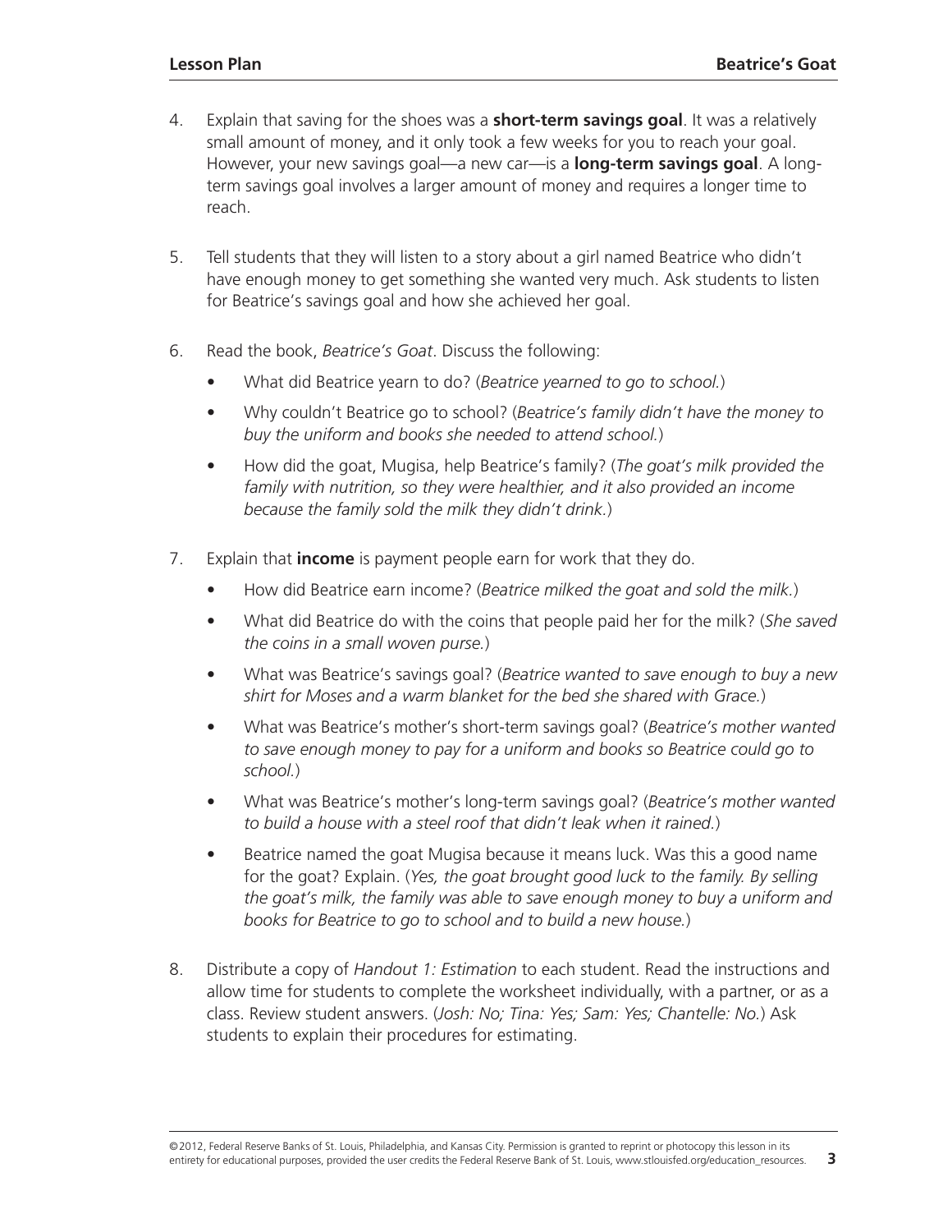4. Explain that saving for the shoes was a **short-term savings goal**. It was a relatively small amount of money, and it only took a few weeks for you to reach your goal. However, your new savings goal—a new car—is a **long-term savings goal**. A long-term savings goal involves a larger amount of money and requires a longer time to reach.

5. Tell students that they will listen to a story about a girl named Beatrice who didn't have enough money to get something she wanted very much. Ask students to listen for Beatrice's savings goal and how she achieved her goal.

6. Read the book, *Beatrice's Goat*. Discuss the following:
   - What did Beatrice yearn to do? (*Beatrice yearned to go to school.*)
   - Why couldn't Beatrice go to school? (*Beatrice's family didn't have the money to buy the uniform and books she needed to attend school.*)
   - How did the goat, Mugisa, help Beatrice's family? (*The goat's milk provided the family with nutrition, so they were healthier, and it also provided an income because the family sold the milk they didn't drink.*)

7. Explain that **income** is payment people earn for work that they do.
   - How did Beatrice earn income? (*Beatrice milked the goat and sold the milk.*)
   - What did Beatrice do with the coins that people paid her for the milk? (*She saved the coins in a small woven purse.*)
   - What was Beatrice's savings goal? (*Beatrice wanted to save enough to buy a new shirt for Moses and a warm blanket for the bed she shared with Grace.*)
   - What was Beatrice's mother's short-term savings goal? (*Beatrice's mother wanted to save enough money to pay for a uniform and books so Beatrice could go to school.*)
   - What was Beatrice's mother's long-term savings goal? (*Beatrice's mother wanted to build a house with a steel roof that didn't leak when it rained.*)
   - Beatrice named the goat Mugisa because it means luck. Was this a good name for the goat? Explain. (*Yes, the goat brought good luck to the family. By selling the goat's milk, the family was able to save enough money to buy a uniform and books for Beatrice to go to school and to build a new house.*)

8. Distribute a copy of *Handout 1: Estimation* to each student. Read the instructions and allow time for students to complete the worksheet individually, with a partner, or as a class. Review student answers. (*Josh: No; Tina: Yes; Sam: Yes; Chantelle: No.*) Ask students to explain their procedures for estimating.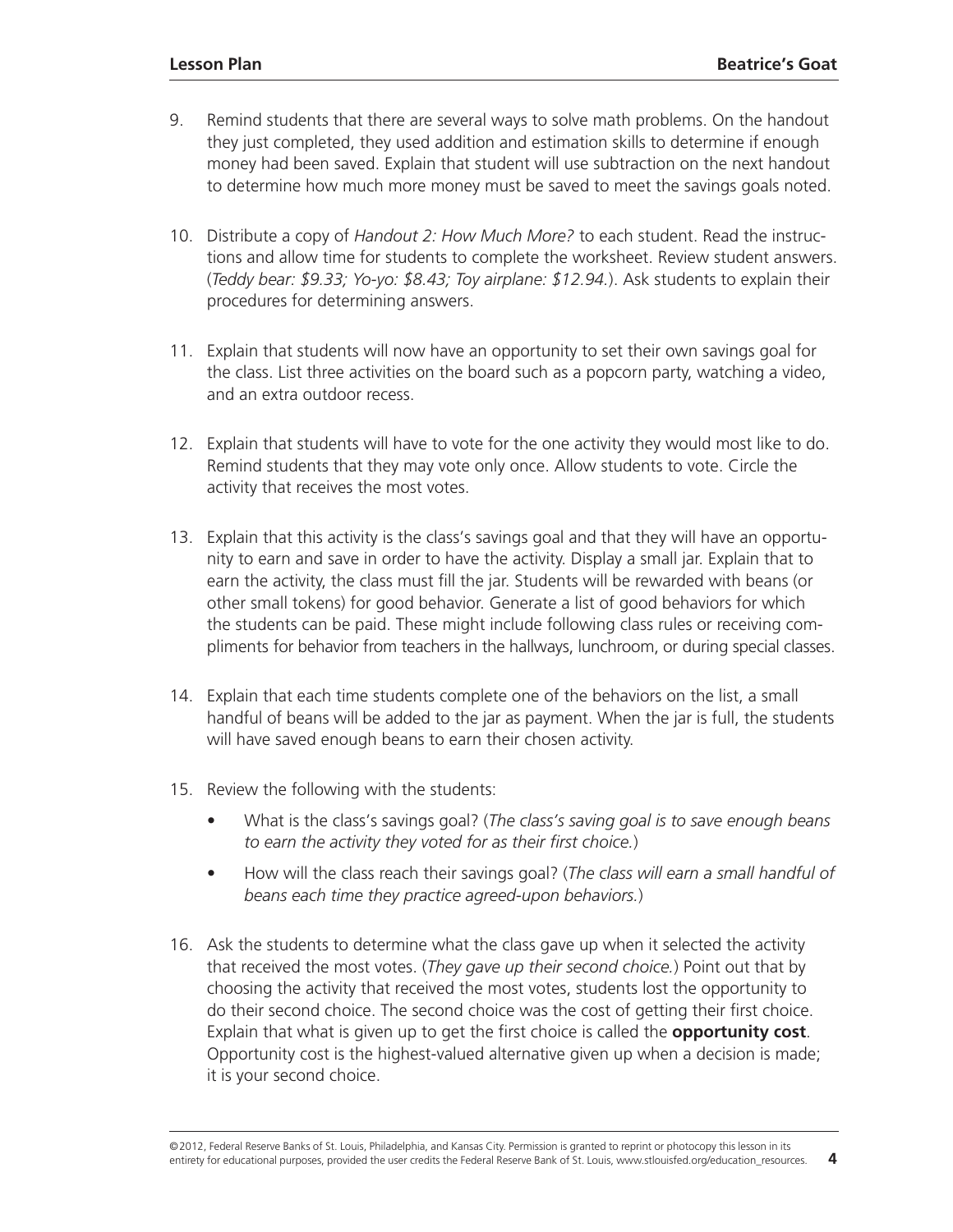9. Remind students that there are several ways to solve math problems. On the handout they just completed, they used addition and estimation skills to determine if enough money had been saved. Explain that student will use subtraction on the next handout to determine how much more money must be saved to meet the savings goals noted.

10. Distribute a copy of *Handout 2: How Much More?* to each student. Read the instructions and allow time for students to complete the worksheet. Review student answers. (*Teddy bear: $9.33; Yo-yo: $8.43; Toy airplane: $12.94.*). Ask students to explain their procedures for determining answers.

11. Explain that students will now have an opportunity to set their own savings goal for the class. List three activities on the board such as a popcorn party, watching a video, and an extra outdoor recess.

12. Explain that students will have to vote for the one activity they would most like to do. Remind students that they may vote only once. Allow students to vote. Circle the activity that receives the most votes.

13. Explain that this activity is the class's savings goal and that they will have an opportunity to earn and save in order to have the activity. Display a small jar. Explain that to earn the activity, the class must fill the jar. Students will be rewarded with beans (or other small tokens) for good behavior. Generate a list of good behaviors for which the students can be paid. These might include following class rules or receiving compliments for behavior from teachers in the hallways, lunchroom, or during special classes.

14. Explain that each time students complete one of the behaviors on the list, a small handful of beans will be added to the jar as payment. When the jar is full, the students will have saved enough beans to earn their chosen activity.

15. Review the following with the students:
    - What is the class's savings goal? (*The class's saving goal is to save enough beans to earn the activity they voted for as their first choice.*)
    - How will the class reach their savings goal? (*The class will earn a small handful of beans each time they practice agreed-upon behaviors.*)

16. Ask the students to determine what the class gave up when it selected the activity that received the most votes. (*They gave up their second choice.*) Point out that by choosing the activity that received the most votes, students lost the opportunity to do their second choice. The second choice was the cost of getting their first choice. Explain that what is given up to get the first choice is called the **opportunity cost**. Opportunity cost is the highest-valued alternative given up when a decision is made; it is your second choice.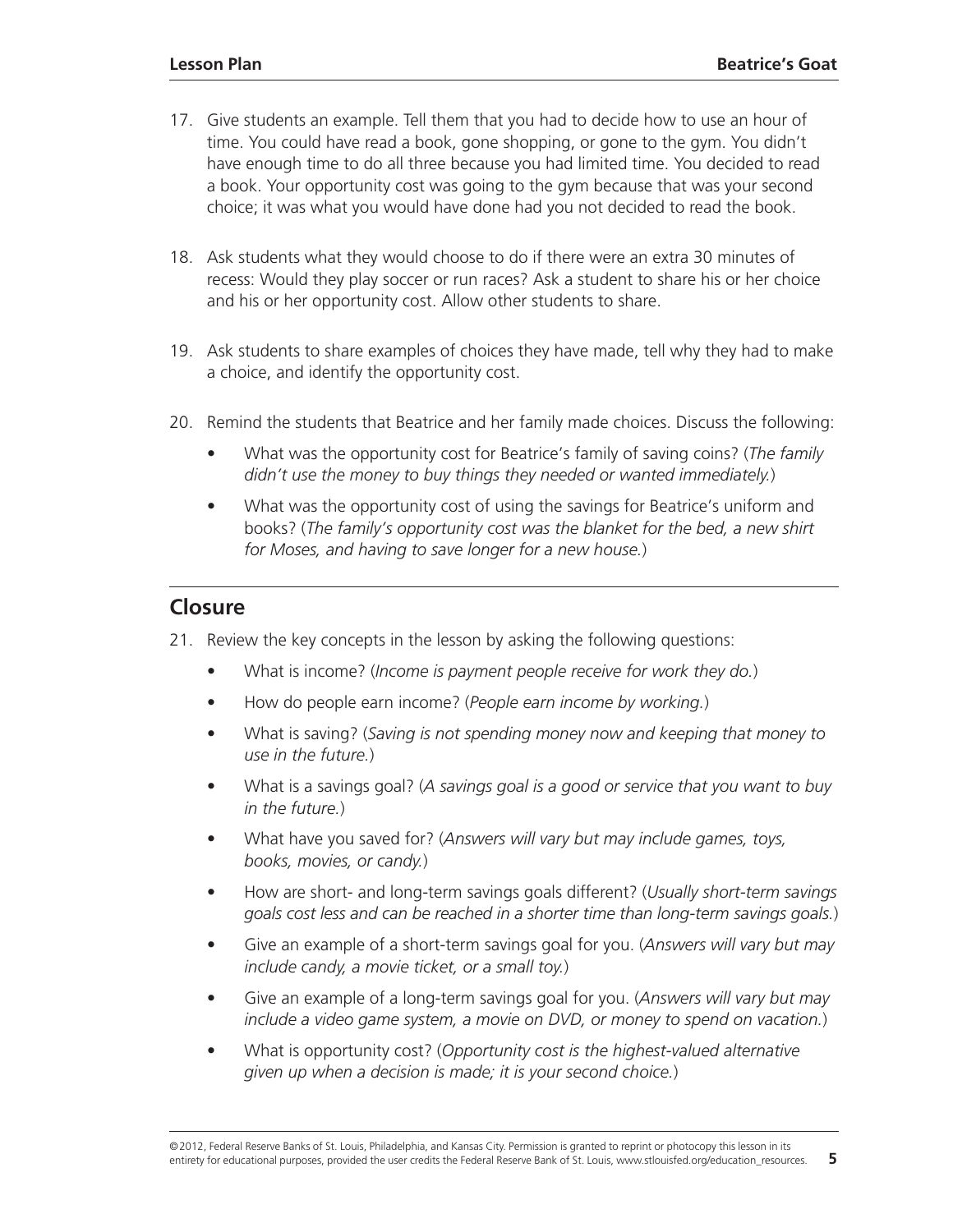17. Give students an example. Tell them that you had to decide how to use an hour of time. You could have read a book, gone shopping, or gone to the gym. You didn't have enough time to do all three because you had limited time. You decided to read a book. Your opportunity cost was going to the gym because that was your second choice; it was what you would have done had you not decided to read the book.

18. Ask students what they would choose to do if there were an extra 30 minutes of recess: Would they play soccer or run races? Ask a student to share his or her choice and his or her opportunity cost. Allow other students to share.

19. Ask students to share examples of choices they have made, tell why they had to make a choice, and identify the opportunity cost.

20. Remind the students that Beatrice and her family made choices. Discuss the following:

    - What was the opportunity cost for Beatrice's family of saving coins? (*The family didn't use the money to buy things they needed or wanted immediately.*)
    - What was the opportunity cost of using the savings for Beatrice's uniform and books? (*The family's opportunity cost was the blanket for the bed, a new shirt for Moses, and having to save longer for a new house.*)

## Closure

21. Review the key concepts in the lesson by asking the following questions:

    - What is income? (*Income is payment people receive for work they do.*)
    - How do people earn income? (*People earn income by working.*)
    - What is saving? (*Saving is not spending money now and keeping that money to use in the future.*)
    - What is a savings goal? (*A savings goal is a good or service that you want to buy in the future.*)
    - What have you saved for? (*Answers will vary but may include games, toys, books, movies, or candy.*)
    - How are short- and long-term savings goals different? (*Usually short-term savings goals cost less and can be reached in a shorter time than long-term savings goals.*)
    - Give an example of a short-term savings goal for you. (*Answers will vary but may include candy, a movie ticket, or a small toy.*)
    - Give an example of a long-term savings goal for you. (*Answers will vary but may include a video game system, a movie on DVD, or money to spend on vacation.*)
    - What is opportunity cost? (*Opportunity cost is the highest-valued alternative given up when a decision is made; it is your second choice.*)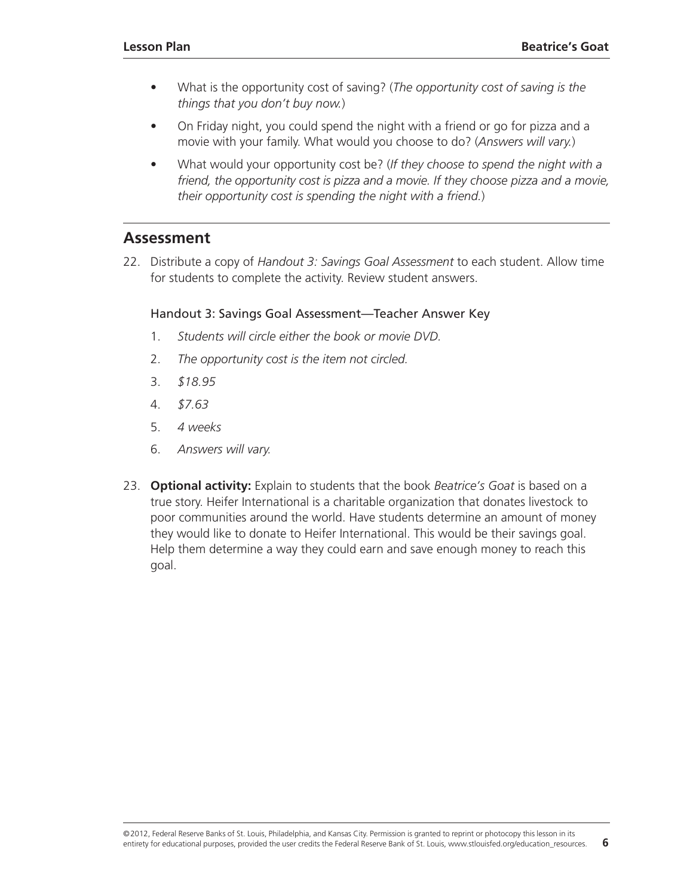- What is the opportunity cost of saving? (*The opportunity cost of saving is the things that you don't buy now.*)
- On Friday night, you could spend the night with a friend or go for pizza and a movie with your family. What would you choose to do? (*Answers will vary.*)
- What would your opportunity cost be? (*If they choose to spend the night with a friend, the opportunity cost is pizza and a movie. If they choose pizza and a movie, their opportunity cost is spending the night with a friend.*)

## Assessment

22. Distribute a copy of *Handout 3: Savings Goal Assessment* to each student. Allow time for students to complete the activity. Review student answers.

    Handout 3: Savings Goal Assessment—Teacher Answer Key

    1. *Students will circle either the book or movie DVD.*
    2. *The opportunity cost is the item not circled.*
    3. *$18.95*
    4. *$7.63*
    5. *4 weeks*
    6. *Answers will vary.*

23. **Optional activity:** Explain to students that the book *Beatrice's Goat* is based on a true story. Heifer International is a charitable organization that donates livestock to poor communities around the world. Have students determine an amount of money they would like to donate to Heifer International. This would be their savings goal. Help them determine a way they could earn and save enough money to reach this goal.

©2012, Federal Reserve Banks of St. Louis, Philadelphia, and Kansas City. Permission is granted to reprint or photocopy this lesson in its entirety for educational purposes, provided the user credits the Federal Reserve Bank of St. Louis, www.stlouisfed.org/education_resources.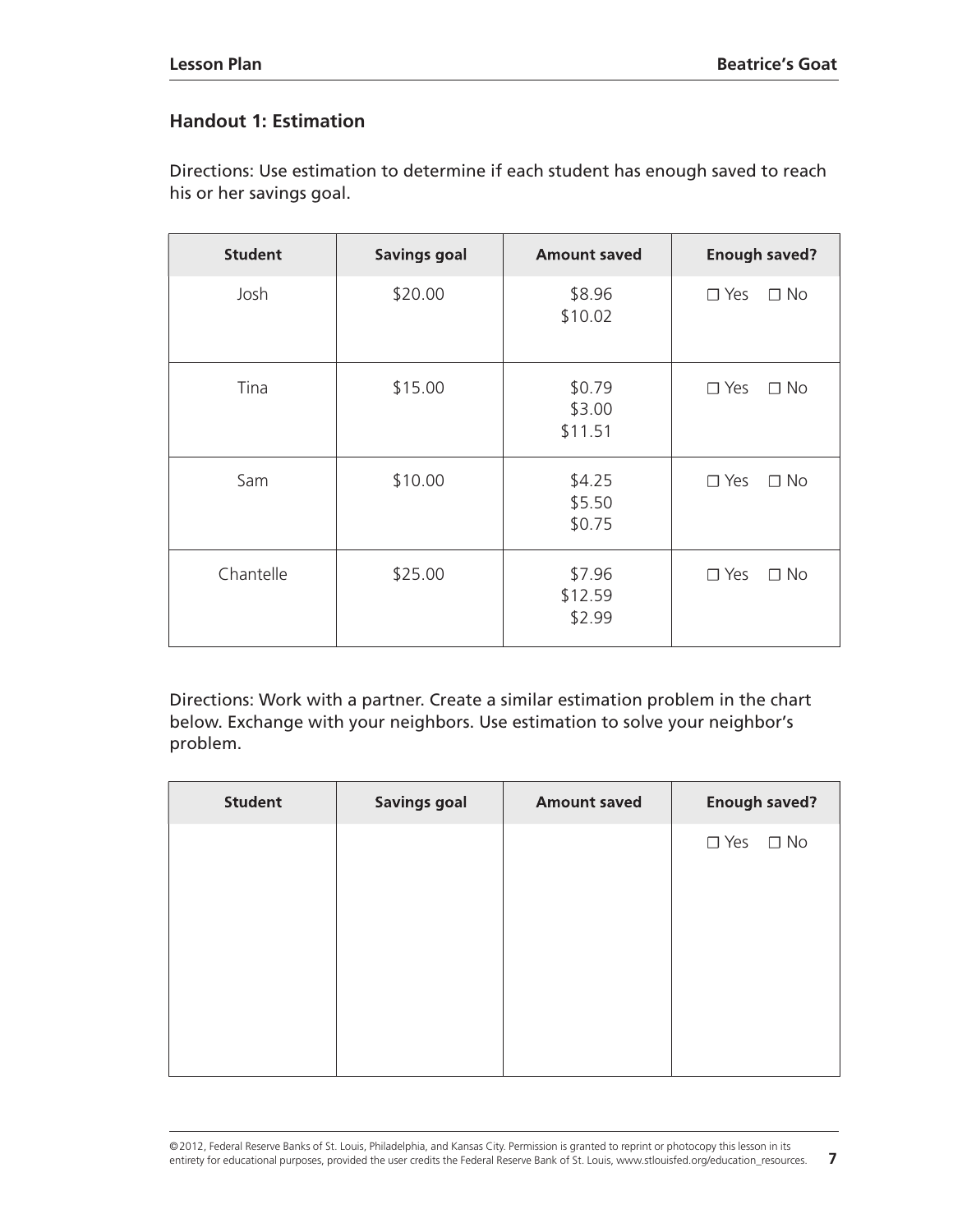## Handout 1: Estimation

Directions: Use estimation to determine if each student has enough saved to reach his or her savings goal.

| Student | Savings goal | Amount saved | Enough saved? |
|---|---|---|---|
| Josh | $20.00 | $8.96<br>$10.02 | ☐ Yes ☐ No |
| Tina | $15.00 | $0.79<br>$3.00<br>$11.51 | ☐ Yes ☐ No |
| Sam | $10.00 | $4.25<br>$5.50<br>$0.75 | ☐ Yes ☐ No |
| Chantelle | $25.00 | $7.96<br>$12.59<br>$2.99 | ☐ Yes ☐ No |

Directions: Work with a partner. Create a similar estimation problem in the chart below. Exchange with your neighbors. Use estimation to solve your neighbor's problem.

| Student | Savings goal | Amount saved | Enough saved? |
|---|---|---|---|
| | | | ☐ Yes ☐ No |

©2012, Federal Reserve Banks of St. Louis, Philadelphia, and Kansas City. Permission is granted to reprint or photocopy this lesson in its entirety for educational purposes, provided the user credits the Federal Reserve Bank of St. Louis, www.stlouisfed.org/education_resources.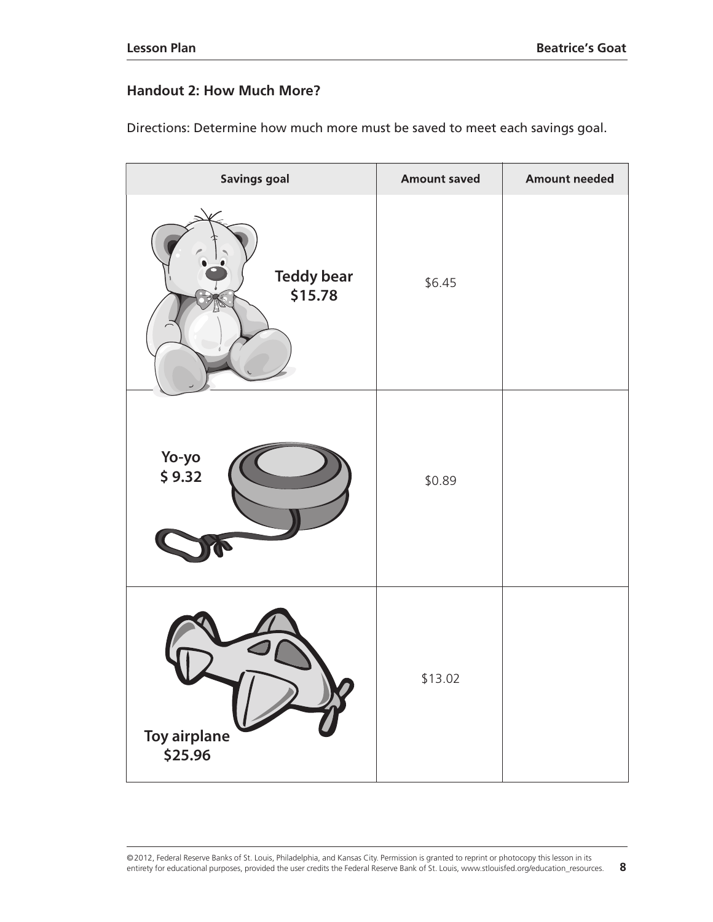## Handout 2: How Much More?

Directions: Determine how much more must be saved to meet each savings goal.

| Savings goal | Amount saved | Amount needed |
|---|---|---|
| Teddy bear $15.78 | $6.45 | |
| Yo-yo $ 9.32 | $0.89 | |
| Toy airplane $25.96 | $13.02 | |

©2012, Federal Reserve Banks of St. Louis, Philadelphia, and Kansas City. Permission is granted to reprint or photocopy this lesson in its entirety for educational purposes, provided the user credits the Federal Reserve Bank of St. Louis, www.stlouisfed.org/education_resources.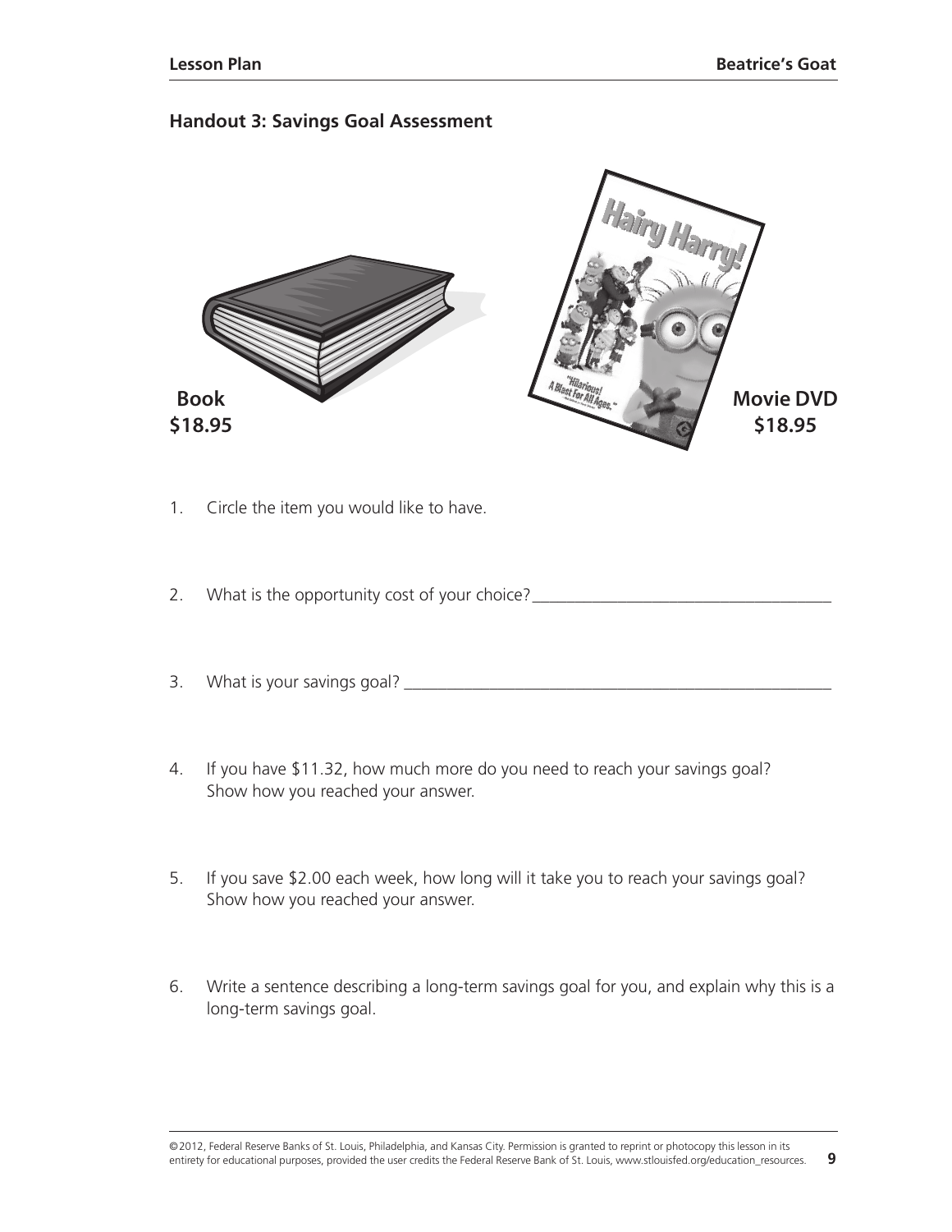## Handout 3: Savings Goal Assessment

**Book**
**$18.95**

**Movie DVD**
**$18.95**

1. Circle the item you would like to have.

2. What is the opportunity cost of your choice?___________________________________

3. What is your savings goal? ____________________________________________________

4. If you have $11.32, how much more do you need to reach your savings goal? Show how you reached your answer.

5. If you save $2.00 each week, how long will it take you to reach your savings goal? Show how you reached your answer.

6. Write a sentence describing a long-term savings goal for you, and explain why this is a long-term savings goal.

©2012, Federal Reserve Banks of St. Louis, Philadelphia, and Kansas City. Permission is granted to reprint or photocopy this lesson in its entirety for educational purposes, provided the user credits the Federal Reserve Bank of St. Louis, www.stlouisfed.org/education_resources.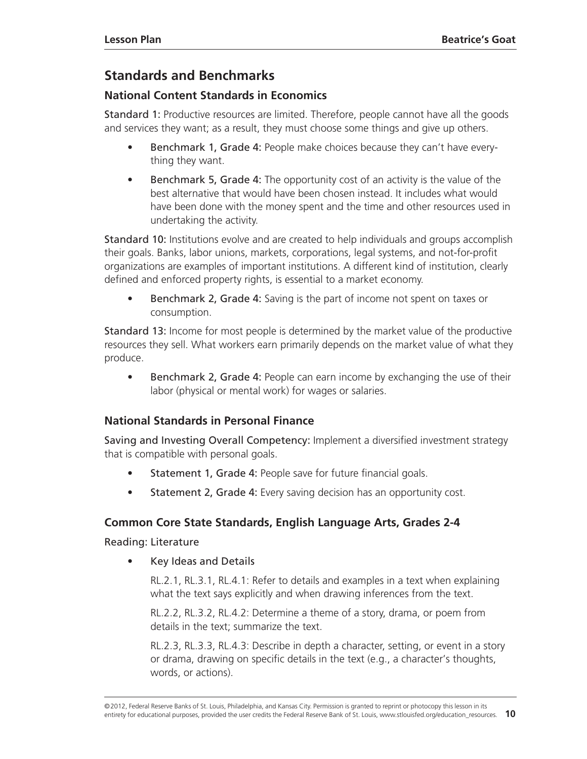## Standards and Benchmarks

### National Content Standards in Economics

**Standard 1:** Productive resources are limited. Therefore, people cannot have all the goods and services they want; as a result, they must choose some things and give up others.

- **Benchmark 1, Grade 4:** People make choices because they can't have everything they want.
- **Benchmark 5, Grade 4:** The opportunity cost of an activity is the value of the best alternative that would have been chosen instead. It includes what would have been done with the money spent and the time and other resources used in undertaking the activity.

**Standard 10:** Institutions evolve and are created to help individuals and groups accomplish their goals. Banks, labor unions, markets, corporations, legal systems, and not-for-profit organizations are examples of important institutions. A different kind of institution, clearly defined and enforced property rights, is essential to a market economy.

- **Benchmark 2, Grade 4:** Saving is the part of income not spent on taxes or consumption.

**Standard 13:** Income for most people is determined by the market value of the productive resources they sell. What workers earn primarily depends on the market value of what they produce.

- **Benchmark 2, Grade 4:** People can earn income by exchanging the use of their labor (physical or mental work) for wages or salaries.

### National Standards in Personal Finance

**Saving and Investing Overall Competency:** Implement a diversified investment strategy that is compatible with personal goals.

- **Statement 1, Grade 4:** People save for future financial goals.
- **Statement 2, Grade 4:** Every saving decision has an opportunity cost.

### Common Core State Standards, English Language Arts, Grades 2-4

Reading: Literature

- Key Ideas and Details

  RL.2.1, RL.3.1, RL.4.1: Refer to details and examples in a text when explaining what the text says explicitly and when drawing inferences from the text.

  RL.2.2, RL.3.2, RL.4.2: Determine a theme of a story, drama, or poem from details in the text; summarize the text.

  RL.2.3, RL.3.3, RL.4.3: Describe in depth a character, setting, or event in a story or drama, drawing on specific details in the text (e.g., a character's thoughts, words, or actions).

©2012, Federal Reserve Banks of St. Louis, Philadelphia, and Kansas City. Permission is granted to reprint or photocopy this lesson in its entirety for educational purposes, provided the user credits the Federal Reserve Bank of St. Louis, www.stlouisfed.org/education_resources.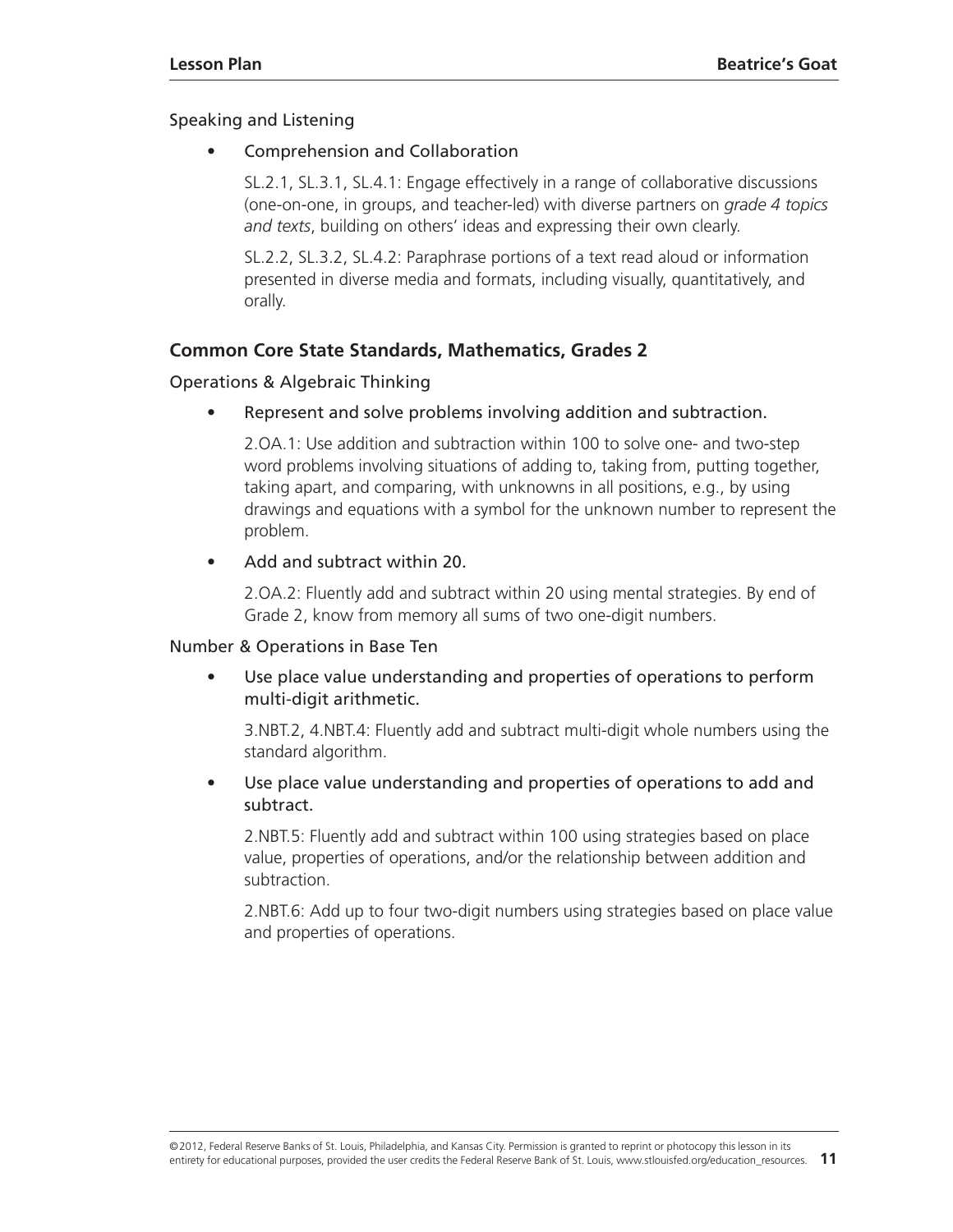Speaking and Listening

- Comprehension and Collaboration

  SL.2.1, SL.3.1, SL.4.1: Engage effectively in a range of collaborative discussions (one-on-one, in groups, and teacher-led) with diverse partners on *grade 4 topics and texts*, building on others' ideas and expressing their own clearly.

  SL.2.2, SL.3.2, SL.4.2: Paraphrase portions of a text read aloud or information presented in diverse media and formats, including visually, quantitatively, and orally.

### Common Core State Standards, Mathematics, Grades 2

Operations & Algebraic Thinking

- Represent and solve problems involving addition and subtraction.

  2.OA.1: Use addition and subtraction within 100 to solve one- and two-step word problems involving situations of adding to, taking from, putting together, taking apart, and comparing, with unknowns in all positions, e.g., by using drawings and equations with a symbol for the unknown number to represent the problem.

- Add and subtract within 20.

  2.OA.2: Fluently add and subtract within 20 using mental strategies. By end of Grade 2, know from memory all sums of two one-digit numbers.

Number & Operations in Base Ten

- Use place value understanding and properties of operations to perform multi-digit arithmetic.

  3.NBT.2, 4.NBT.4: Fluently add and subtract multi-digit whole numbers using the standard algorithm.

- Use place value understanding and properties of operations to add and subtract.

  2.NBT.5: Fluently add and subtract within 100 using strategies based on place value, properties of operations, and/or the relationship between addition and subtraction.

  2.NBT.6: Add up to four two-digit numbers using strategies based on place value and properties of operations.

©2012, Federal Reserve Banks of St. Louis, Philadelphia, and Kansas City. Permission is granted to reprint or photocopy this lesson in its entirety for educational purposes, provided the user credits the Federal Reserve Bank of St. Louis, www.stlouisfed.org/education_resources.